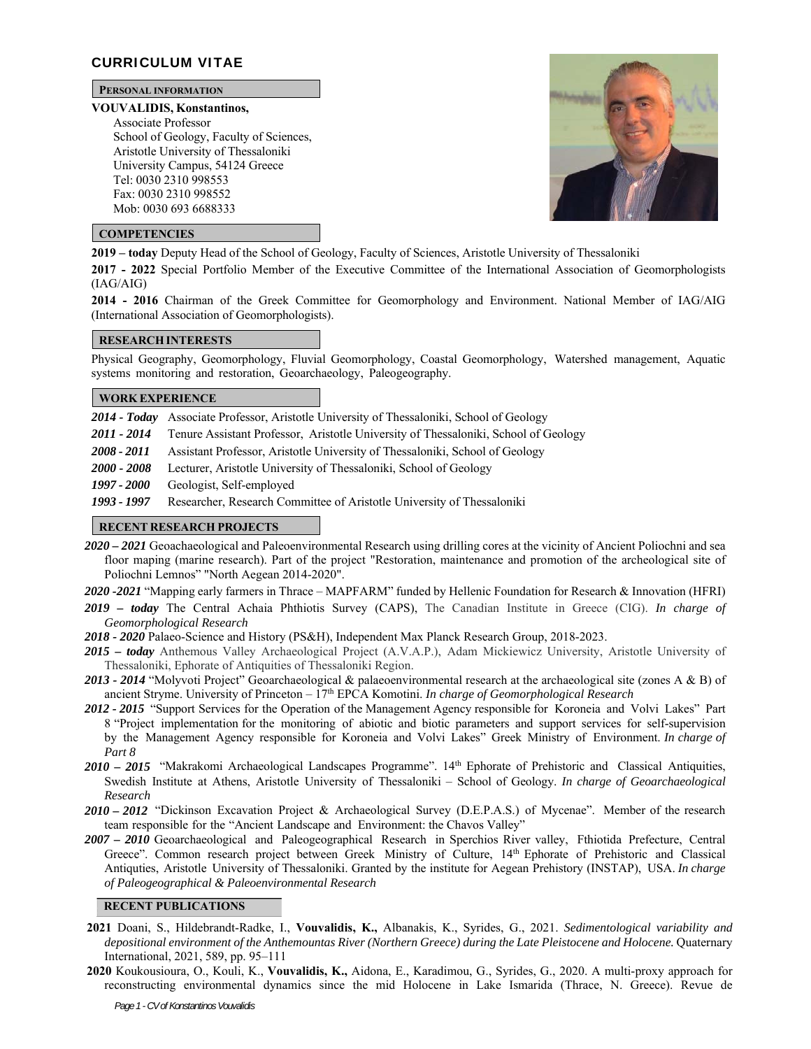# CURRICULUM VITAE

## PERSONAL INFORMATION

**VOUVALIDIS, Konstantinos,**

Associate Professor
School of Geology, Faculty of Sciences,
Aristotle University of Thessaloniki
University Campus, 54124 Greece
Tel: 0030 2310 998553
Fax: 0030 2310 998552
Mob: 0030 693 6688333

## COMPETENCIES

**2019 – today** Deputy Head of the School of Geology, Faculty of Sciences, Aristotle University of Thessaloniki

**2017 - 2022** Special Portfolio Member of the Executive Committee of the International Association of Geomorphologists (IAG/AIG)

**2014 - 2016** Chairman of the Greek Committee for Geomorphology and Environment. National Member of IAG/AIG (International Association of Geomorphologists).

## RESEARCH INTERESTS

Physical Geography, Geomorphology, Fluvial Geomorphology, Coastal Geomorphology, Watershed management, Aquatic systems monitoring and restoration, Geoarchaeology, Paleogeography.

## WORK EXPERIENCE

***2014 - Today*** Associate Professor, Aristotle University of Thessaloniki, School of Geology

***2011 - 2014*** Tenure Assistant Professor, Aristotle University of Thessaloniki, School of Geology

***2008 - 2011*** Assistant Professor, Aristotle University of Thessaloniki, School of Geology

***2000 - 2008*** Lecturer, Aristotle University of Thessaloniki, School of Geology

***1997 - 2000*** Geologist, Self-employed

***1993 - 1997*** Researcher, Research Committee of Aristotle University of Thessaloniki

## RECENT RESEARCH PROJECTS

***2020 – 2021*** Geoachaeological and Paleoenvironmental Research using drilling cores at the vicinity of Ancient Poliochni and sea floor maping (marine research). Part of the project "Restoration, maintenance and promotion of the archeological site of Poliochni Lemnos" "North Aegean 2014-2020".

***2020 -2021*** "Mapping early farmers in Thrace – MAPFARM" funded by Hellenic Foundation for Research & Innovation (HFRI)

***2019 – today*** The Central Achaia Phthiotis Survey (CAPS), The Canadian Institute in Greece (CIG). *In charge of Geomorphological Research*

***2018 - 2020*** Palaeo-Science and History (PS&H), Independent Max Planck Research Group, 2018-2023.

***2015 – today*** Anthemous Valley Archaeological Project (A.V.A.P.), Adam Mickiewicz University, Aristotle University of Thessaloniki, Ephorate of Antiquities of Thessaloniki Region.

***2013 - 2014*** "Molyvoti Project" Geoarchaeological & palaeoenvironmental research at the archaeological site (zones A & B) of ancient Stryme. University of Princeton – 17th EPCA Komotini. *In charge of Geomorphological Research*

***2012 - 2015*** "Support Services for the Operation of the Management Agency responsible for Koroneia and Volvi Lakes" Part 8 "Project implementation for the monitoring of abiotic and biotic parameters and support services for self-supervision by the Management Agency responsible for Koroneia and Volvi Lakes" Greek Ministry of Environment. *In charge of Part 8*

***2010 – 2015*** "Makrakomi Archaeological Landscapes Programme". 14th Ephorate of Prehistoric and Classical Antiquities, Swedish Institute at Athens, Aristotle University of Thessaloniki – School of Geology. *In charge of Geoarchaeological Research*

***2010 – 2012*** "Dickinson Excavation Project & Archaeological Survey (D.E.P.A.S.) of Mycenae". Member of the research team responsible for the "Ancient Landscape and Environment: the Chavos Valley"

***2007 – 2010*** Geoarchaeological and Paleogeographical Research in Sperchios River valley, Fthiotida Prefecture, Central Greece". Common research project between Greek Ministry of Culture, 14th Ephorate of Prehistoric and Classical Antiquties, Aristotle University of Thessaloniki. Granted by the institute for Aegean Prehistory (INSTAP), USA. *In charge of Paleogeographical & Paleoenvironmental Research*

## RECENT PUBLICATIONS

**2021** Doani, S., Hildebrandt-Radke, I., **Vouvalidis, K.,** Albanakis, K., Syrides, G., 2021. *Sedimentological variability and depositional environment of the Anthemountas River (Northern Greece) during the Late Pleistocene and Holocene.* Quaternary International, 2021, 589, pp. 95–111

**2020** Koukousioura, O., Kouli, K., **Vouvalidis, K.,** Aidona, E., Karadimou, G., Syrides, G., 2020. A multi-proxy approach for reconstructing environmental dynamics since the mid Holocene in Lake Ismarida (Thrace, N. Greece). Revue de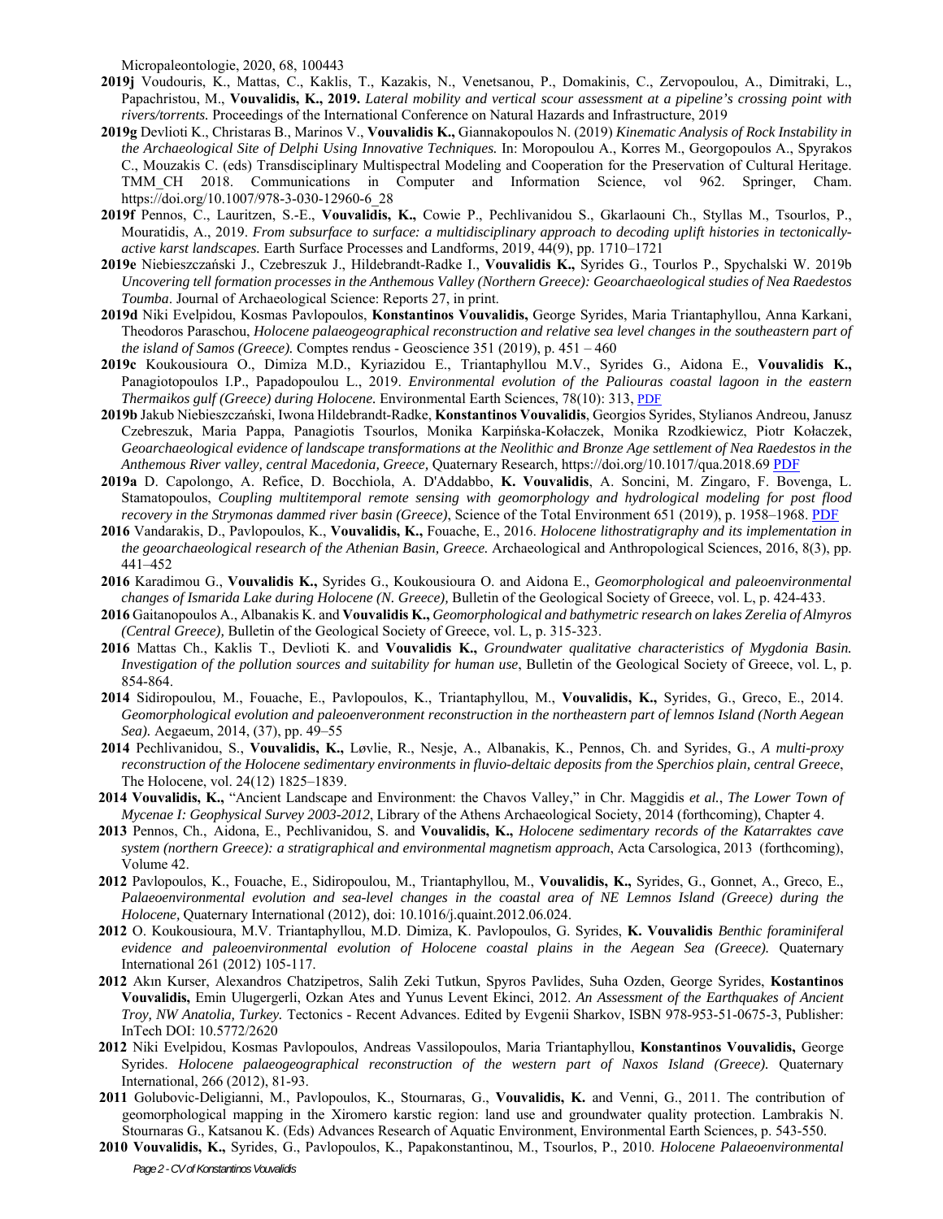Micropaleontologie, 2020, 68, 100443

**2019j** Voudouris, K., Mattas, C., Kaklis, T., Kazakis, N., Venetsanou, P., Domakinis, C., Zervopoulou, A., Dimitraki, L., Papachristou, M., **Vouvalidis, K., 2019.** *Lateral mobility and vertical scour assessment at a pipeline's crossing point with rivers/torrents.* Proceedings of the International Conference on Natural Hazards and Infrastructure, 2019

**2019g** Devlioti K., Christaras B., Marinos V., **Vouvalidis K.,** Giannakopoulos N. (2019) *Kinematic Analysis of Rock Instability in the Archaeological Site of Delphi Using Innovative Techniques.* In: Moropoulou A., Korres M., Georgopoulos A., Spyrakos C., Mouzakis C. (eds) Transdisciplinary Multispectral Modeling and Cooperation for the Preservation of Cultural Heritage. TMM_CH 2018. Communications in Computer and Information Science, vol 962. Springer, Cham. https://doi.org/10.1007/978-3-030-12960-6_28

**2019f** Pennos, C., Lauritzen, S.-E., **Vouvalidis, K.,** Cowie P., Pechlivanidou S., Gkarlaouni Ch., Styllas M., Tsourlos, P., Mouratidis, A., 2019. *From subsurface to surface: a multidisciplinary approach to decoding uplift histories in tectonically-active karst landscapes.* Earth Surface Processes and Landforms, 2019, 44(9), pp. 1710–1721

**2019e** Niebieszczański J., Czebreszuk J., Hildebrandt-Radke I., **Vouvalidis K.,** Syrides G., Tourlos P., Spychalski W. 2019b *Uncovering tell formation processes in the Anthemous Valley (Northern Greece): Geoarchaeological studies of Nea Raedestos Toumba*. Journal of Archaeological Science: Reports 27, in print.

**2019d** Niki Evelpidou, Kosmas Pavlopoulos, **Konstantinos Vouvalidis,** George Syrides, Maria Triantaphyllou, Anna Karkani, Theodoros Paraschou, *Holocene palaeogeographical reconstruction and relative sea level changes in the southeastern part of the island of Samos (Greece).* Comptes rendus - Geoscience 351 (2019), p. 451 – 460

**2019c** Koukousioura O., Dimiza M.D., Kyriazidou E., Triantaphyllou M.V., Syrides G., Aidona E., **Vouvalidis K.,** Panagiotopoulos I.P., Papadopoulou L., 2019. *Environmental evolution of the Paliouras coastal lagoon in the eastern Thermaikos gulf (Greece) during Holocene.* Environmental Earth Sciences, 78(10): 313, PDF

**2019b** Jakub Niebieszczański, Iwona Hildebrandt-Radke, **Konstantinos Vouvalidis**, Georgios Syrides, Stylianos Andreou, Janusz Czebreszuk, Maria Pappa, Panagiotis Tsourlos, Monika Karpińska-Kołaczek, Monika Rzodkiewicz, Piotr Kołaczek, *Geoarchaeological evidence of landscape transformations at the Neolithic and Bronze Age settlement of Nea Raedestos in the Anthemous River valley, central Macedonia, Greece,* Quaternary Research, https://doi.org/10.1017/qua.2018.69 PDF

**2019a** D. Capolongo, A. Refice, D. Bocchiola, A. D'Addabbo, **K. Vouvalidis**, A. Soncini, M. Zingaro, F. Bovenga, L. Stamatopoulos, *Coupling multitemporal remote sensing with geomorphology and hydrological modeling for post flood recovery in the Strymonas dammed river basin (Greece)*, Science of the Total Environment 651 (2019), p. 1958–1968. PDF

**2016** Vandarakis, D., Pavlopoulos, K., **Vouvalidis, K.,** Fouache, E., 2016. *Holocene lithostratigraphy and its implementation in the geoarchaeological research of the Athenian Basin, Greece.* Archaeological and Anthropological Sciences, 2016, 8(3), pp. 441–452

**2016** Karadimou G., **Vouvalidis K.,** Syrides G., Koukousioura O. and Aidona E., *Geomorphological and paleoenvironmental changes of Ismarida Lake during Holocene (N. Greece),* Bulletin of the Geological Society of Greece, vol. L, p. 424-433.

**2016** Gaitanopoulos A., Albanakis K. and **Vouvalidis K.,** *Geomorphological and bathymetric research on lakes Zerelia of Almyros (Central Greece),* Bulletin of the Geological Society of Greece, vol. L, p. 315-323.

**2016** Mattas Ch., Kaklis T., Devlioti K. and **Vouvalidis K.,** *Groundwater qualitative characteristics of Mygdonia Basin. Investigation of the pollution sources and suitability for human use*, Bulletin of the Geological Society of Greece, vol. L, p. 854-864.

**2014** Sidiropoulou, M., Fouache, E., Pavlopoulos, K., Triantaphyllou, M., **Vouvalidis, K.,** Syrides, G., Greco, E., 2014. *Geomorphological evolution and paleoenveronment reconstruction in the northeastern part of lemnos Island (North Aegean Sea).* Aegaeum, 2014, (37), pp. 49–55

**2014** Pechlivanidou, S., **Vouvalidis, K.,** Løvlie, R., Nesje, A., Albanakis, K., Pennos, Ch. and Syrides, G., *A multi-proxy reconstruction of the Holocene sedimentary environments in fluvio-deltaic deposits from the Sperchios plain, central Greece*, The Holocene, vol. 24(12) 1825–1839.

**2014 Vouvalidis, K.,** "Ancient Landscape and Environment: the Chavos Valley," in Chr. Maggidis *et al.*, *The Lower Town of Mycenae I: Geophysical Survey 2003-2012*, Library of the Athens Archaeological Society, 2014 (forthcoming), Chapter 4.

**2013** Pennos, Ch., Aidona, E., Pechlivanidou, S. and **Vouvalidis, K.,** *Holocene sedimentary records of the Katarraktes cave system (northern Greece): a stratigraphical and environmental magnetism approach*, Acta Carsologica, 2013 (forthcoming), Volume 42.

**2012** Pavlopoulos, K., Fouache, E., Sidiropoulou, M., Triantaphyllou, M., **Vouvalidis, K.,** Syrides, G., Gonnet, A., Greco, E., *Palaeoenvironmental evolution and sea-level changes in the coastal area of NE Lemnos Island (Greece) during the Holocene*, Quaternary International (2012), doi: 10.1016/j.quaint.2012.06.024.

**2012** O. Koukousioura, M.V. Triantaphyllou, M.D. Dimiza, K. Pavlopoulos, G. Syrides, **K. Vouvalidis** *Benthic foraminiferal evidence and paleoenvironmental evolution of Holocene coastal plains in the Aegean Sea (Greece).* Quaternary International 261 (2012) 105-117.

**2012** Akın Kurser, Alexandros Chatzipetros, Salih Zeki Tutkun, Spyros Pavlides, Suha Ozden, George Syrides, **Kostantinos Vouvalidis,** Emin Ulugergerli, Ozkan Ates and Yunus Levent Ekinci, 2012. *An Assessment of the Earthquakes of Ancient Troy, NW Anatolia, Turkey.* Tectonics - Recent Advances. Edited by Evgenii Sharkov, ISBN 978-953-51-0675-3, Publisher: InTech DOI: 10.5772/2620

**2012** Niki Evelpidou, Kosmas Pavlopoulos, Andreas Vassilopoulos, Maria Triantaphyllou, **Konstantinos Vouvalidis,** George Syrides. *Holocene palaeogeographical reconstruction of the western part of Naxos Island (Greece).* Quaternary International, 266 (2012), 81-93.

**2011** Golubovic-Deligianni, M., Pavlopoulos, K., Stournaras, G., **Vouvalidis, K.** and Venni, G., 2011. The contribution of geomorphological mapping in the Xiromero karstic region: land use and groundwater quality protection. Lambrakis N. Stournaras G., Katsanou K. (Eds) Advances Research of Aquatic Environment, Environmental Earth Sciences, p. 543-550.

**2010 Vouvalidis, K.,** Syrides, G., Pavlopoulos, K., Papakonstantinou, M., Tsourlos, P., 2010. *Holocene Palaeoenvironmental*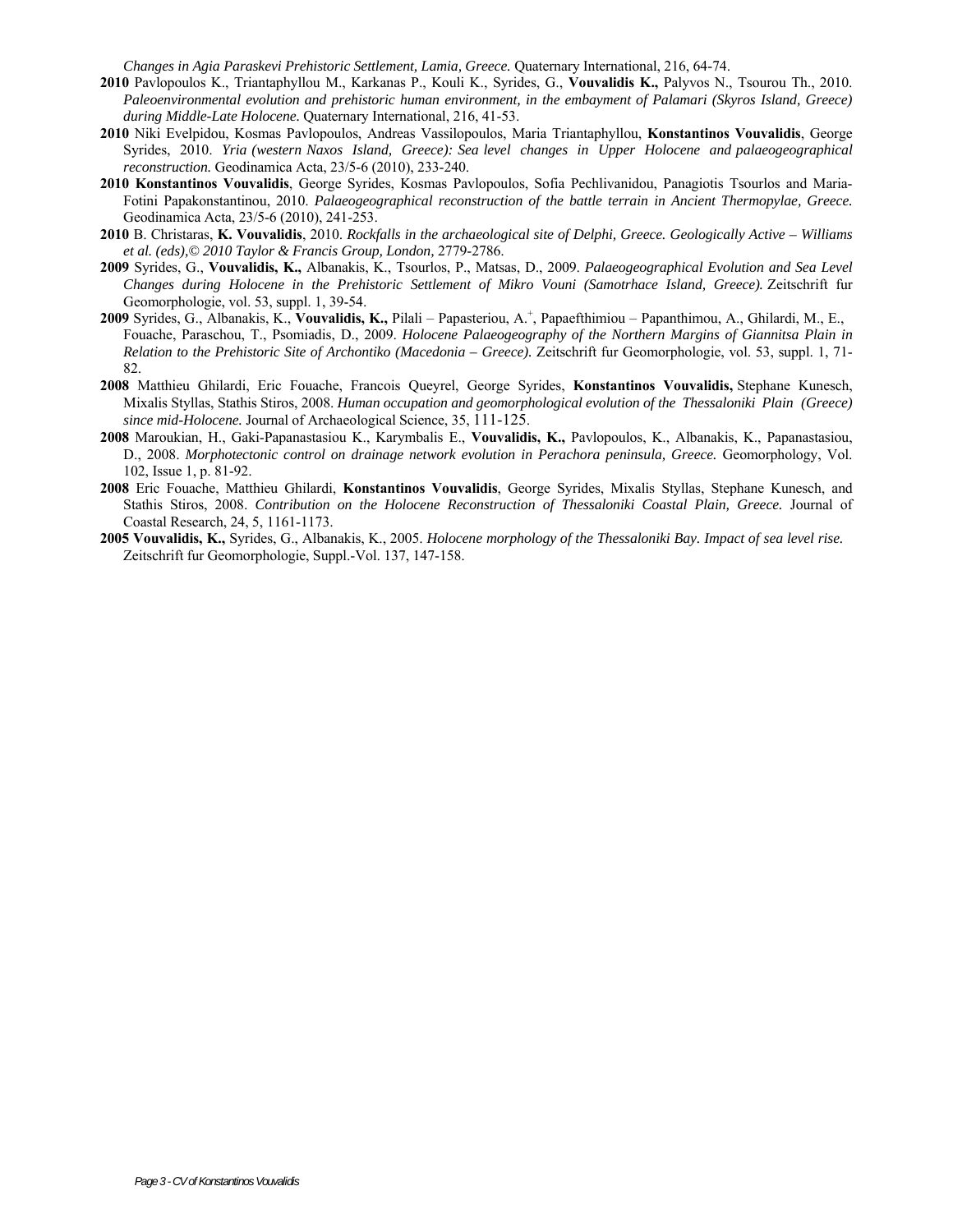*Changes in Agia Paraskevi Prehistoric Settlement, Lamia, Greece.* Quaternary International, 216, 64-74.

**2010** Pavlopoulos K., Triantaphyllou M., Karkanas P., Kouli K., Syrides, G., **Vouvalidis K.,** Palyvos N., Tsourou Th., 2010. *Paleoenvironmental evolution and prehistoric human environment, in the embayment of Palamari (Skyros Island, Greece) during Middle-Late Holocene.* Quaternary International, 216, 41-53.

**2010** Niki Evelpidou, Kosmas Pavlopoulos, Andreas Vassilopoulos, Maria Triantaphyllou, **Konstantinos Vouvalidis**, George Syrides, 2010. *Yria (western Naxos Island, Greece): Sea level changes in Upper Holocene and palaeogeographical reconstruction.* Geodinamica Acta, 23/5-6 (2010), 233-240.

**2010 Konstantinos Vouvalidis**, George Syrides, Kosmas Pavlopoulos, Sofia Pechlivanidou, Panagiotis Tsourlos and Maria-Fotini Papakonstantinou, 2010. *Palaeogeographical reconstruction of the battle terrain in Ancient Thermopylae, Greece.* Geodinamica Acta, 23/5-6 (2010), 241-253.

**2010** B. Christaras, **K. Vouvalidis**, 2010. *Rockfalls in the archaeological site of Delphi, Greece. Geologically Active – Williams et al. (eds),© 2010 Taylor & Francis Group, London,* 2779-2786.

**2009** Syrides, G., **Vouvalidis, K.,** Albanakis, K., Tsourlos, P., Matsas, D., 2009. *Palaeogeographical Evolution and Sea Level Changes during Holocene in the Prehistoric Settlement of Mikro Vouni (Samotrhace Island, Greece).* Zeitschrift fur Geomorphologie, vol. 53, suppl. 1, 39-54.

**2009** Syrides, G., Albanakis, K., **Vouvalidis, K.,** Pilali – Papasteriou, A.[+], Papaefthimiou – Papanthimou, A., Ghilardi, M., E., Fouache, Paraschou, T., Psomiadis, D., 2009. *Holocene Palaeogeography of the Northern Margins of Giannitsa Plain in Relation to the Prehistoric Site of Archontiko (Macedonia – Greece).* Zeitschrift fur Geomorphologie, vol. 53, suppl. 1, 71-82.

**2008** Matthieu Ghilardi, Eric Fouache, Francois Queyrel, George Syrides, **Konstantinos Vouvalidis,** Stephane Kunesch, Mixalis Styllas, Stathis Stiros, 2008. *Human occupation and geomorphological evolution of the Thessaloniki Plain (Greece) since mid-Holocene.* Journal of Archaeological Science, 35, 111-125.

**2008** Maroukian, H., Gaki-Papanastasiou K., Karymbalis E., **Vouvalidis, K.,** Pavlopoulos, K., Albanakis, K., Papanastasiou, D., 2008. *Morphotectonic control on drainage network evolution in Perachora peninsula, Greece.* Geomorphology, Vol. 102, Issue 1, p. 81-92.

**2008** Eric Fouache, Matthieu Ghilardi, **Konstantinos Vouvalidis**, George Syrides, Mixalis Styllas, Stephane Kunesch, and Stathis Stiros, 2008. *Contribution on the Holocene Reconstruction of Thessaloniki Coastal Plain, Greece.* Journal of Coastal Research, 24, 5, 1161-1173.

**2005 Vouvalidis, K.,** Syrides, G., Albanakis, K., 2005. *Holocene morphology of the Thessaloniki Bay. Impact of sea level rise.* Zeitschrift fur Geomorphologie, Suppl.-Vol. 137, 147-158.